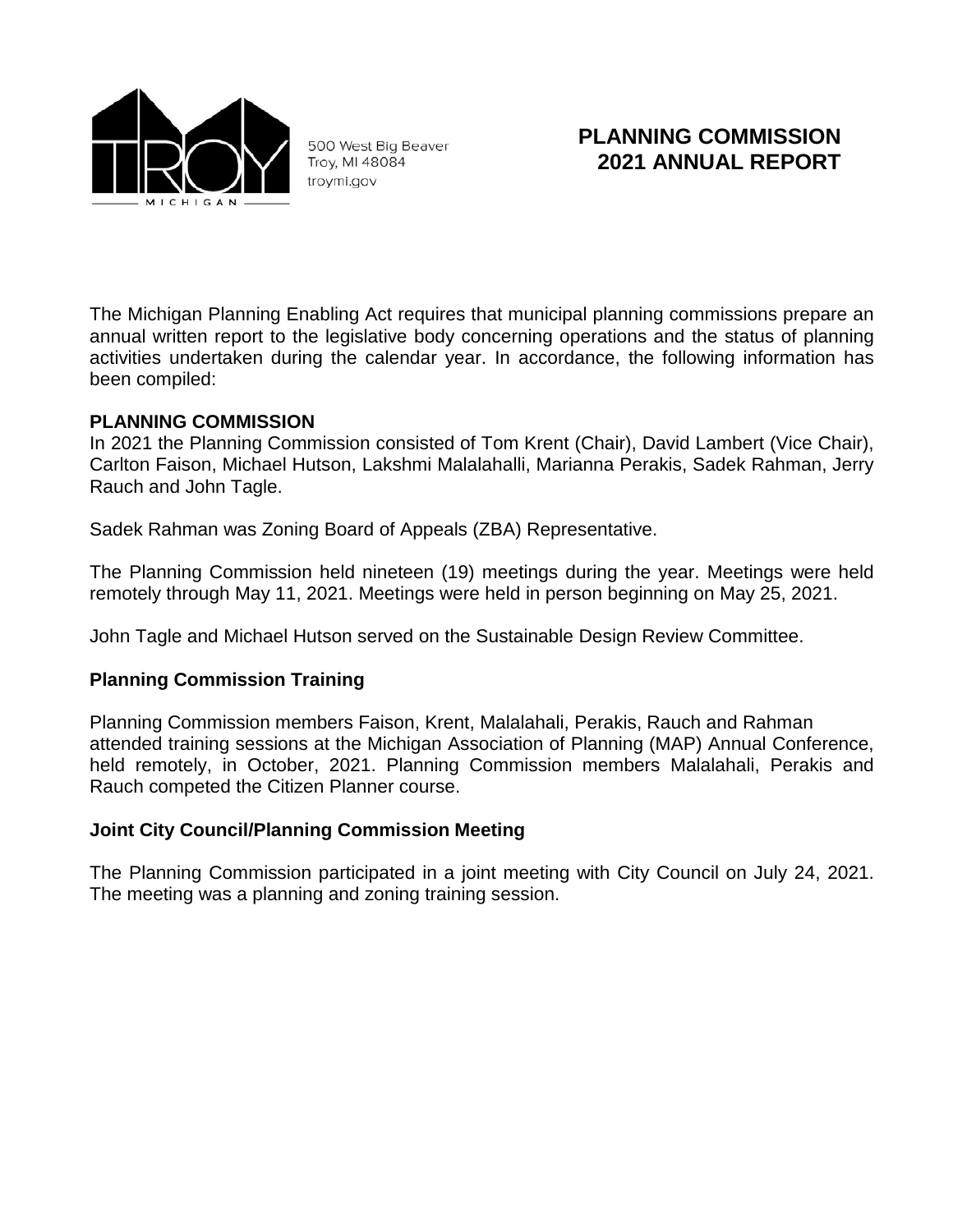500 West Big Beaver
Troy, MI 48084
troymi.gov

# PLANNING COMMISSION 2021 ANNUAL REPORT

The Michigan Planning Enabling Act requires that municipal planning commissions prepare an annual written report to the legislative body concerning operations and the status of planning activities undertaken during the calendar year. In accordance, the following information has been compiled:

**PLANNING COMMISSION**

In 2021 the Planning Commission consisted of Tom Krent (Chair), David Lambert (Vice Chair), Carlton Faison, Michael Hutson, Lakshmi Malalahalli, Marianna Perakis, Sadek Rahman, Jerry Rauch and John Tagle.

Sadek Rahman was Zoning Board of Appeals (ZBA) Representative.

The Planning Commission held nineteen (19) meetings during the year. Meetings were held remotely through May 11, 2021. Meetings were held in person beginning on May 25, 2021.

John Tagle and Michael Hutson served on the Sustainable Design Review Committee.

## Planning Commission Training

Planning Commission members Faison, Krent, Malalahali, Perakis, Rauch and Rahman attended training sessions at the Michigan Association of Planning (MAP) Annual Conference, held remotely, in October, 2021. Planning Commission members Malalahali, Perakis and Rauch competed the Citizen Planner course.

## Joint City Council/Planning Commission Meeting

The Planning Commission participated in a joint meeting with City Council on July 24, 2021. The meeting was a planning and zoning training session.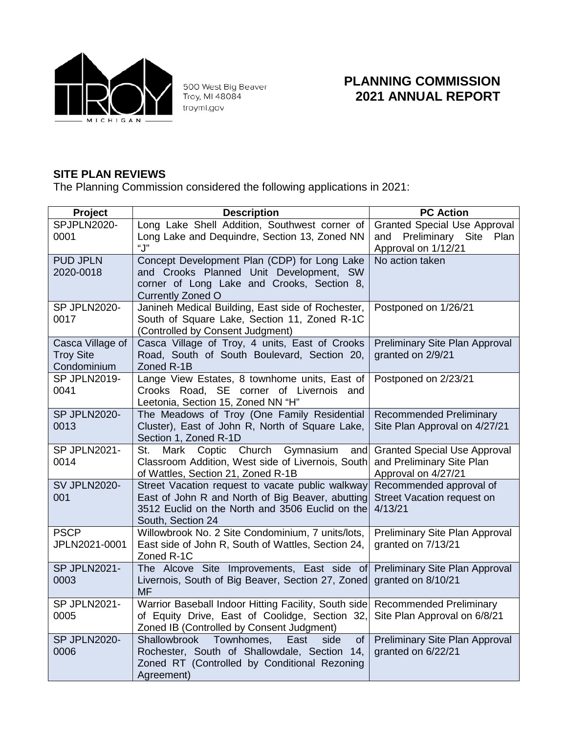500 West Big Beaver
Troy, MI 48084
troymi.gov

# PLANNING COMMISSION 2021 ANNUAL REPORT

**SITE PLAN REVIEWS**

The Planning Commission considered the following applications in 2021:

| Project | Description | PC Action |
|---|---|---|
| SPJPLN2020-0001 | Long Lake Shell Addition, Southwest corner of Long Lake and Dequindre, Section 13, Zoned NN "J" | Granted Special Use Approval and Preliminary Site Plan Approval on 1/12/21 |
| PUD JPLN 2020-0018 | Concept Development Plan (CDP) for Long Lake and Crooks Planned Unit Development, SW corner of Long Lake and Crooks, Section 8, Currently Zoned O | No action taken |
| SP JPLN2020-0017 | Janineh Medical Building, East side of Rochester, South of Square Lake, Section 11, Zoned R-1C (Controlled by Consent Judgment) | Postponed on 1/26/21 |
| Casca Village of Troy Site Condominium | Casca Village of Troy, 4 units, East of Crooks Road, South of South Boulevard, Section 20, Zoned R-1B | Preliminary Site Plan Approval granted on 2/9/21 |
| SP JPLN2019-0041 | Lange View Estates, 8 townhome units, East of Crooks Road, SE corner of Livernois and Leetonia, Section 15, Zoned NN "H" | Postponed on 2/23/21 |
| SP JPLN2020-0013 | The Meadows of Troy (One Family Residential Cluster), East of John R, North of Square Lake, Section 1, Zoned R-1D | Recommended Preliminary Site Plan Approval on 4/27/21 |
| SP JPLN2021-0014 | St. Mark Coptic Church Gymnasium and Classroom Addition, West side of Livernois, South of Wattles, Section 21, Zoned R-1B | Granted Special Use Approval and Preliminary Site Plan Approval on 4/27/21 |
| SV JPLN2020-001 | Street Vacation request to vacate public walkway East of John R and North of Big Beaver, abutting 3512 Euclid on the North and 3506 Euclid on the South, Section 24 | Recommended approval of Street Vacation request on 4/13/21 |
| PSCP JPLN2021-0001 | Willowbrook No. 2 Site Condominium, 7 units/lots, East side of John R, South of Wattles, Section 24, Zoned R-1C | Preliminary Site Plan Approval granted on 7/13/21 |
| SP JPLN2021-0003 | The Alcove Site Improvements, East side of Livernois, South of Big Beaver, Section 27, Zoned MF | Preliminary Site Plan Approval granted on 8/10/21 |
| SP JPLN2021-0005 | Warrior Baseball Indoor Hitting Facility, South side of Equity Drive, East of Coolidge, Section 32, Zoned IB (Controlled by Consent Judgment) | Recommended Preliminary Site Plan Approval on 6/8/21 |
| SP JPLN2020-0006 | Shallowbrook Townhomes, East side of Rochester, South of Shallowdale, Section 14, Zoned RT (Controlled by Conditional Rezoning Agreement) | Preliminary Site Plan Approval granted on 6/22/21 |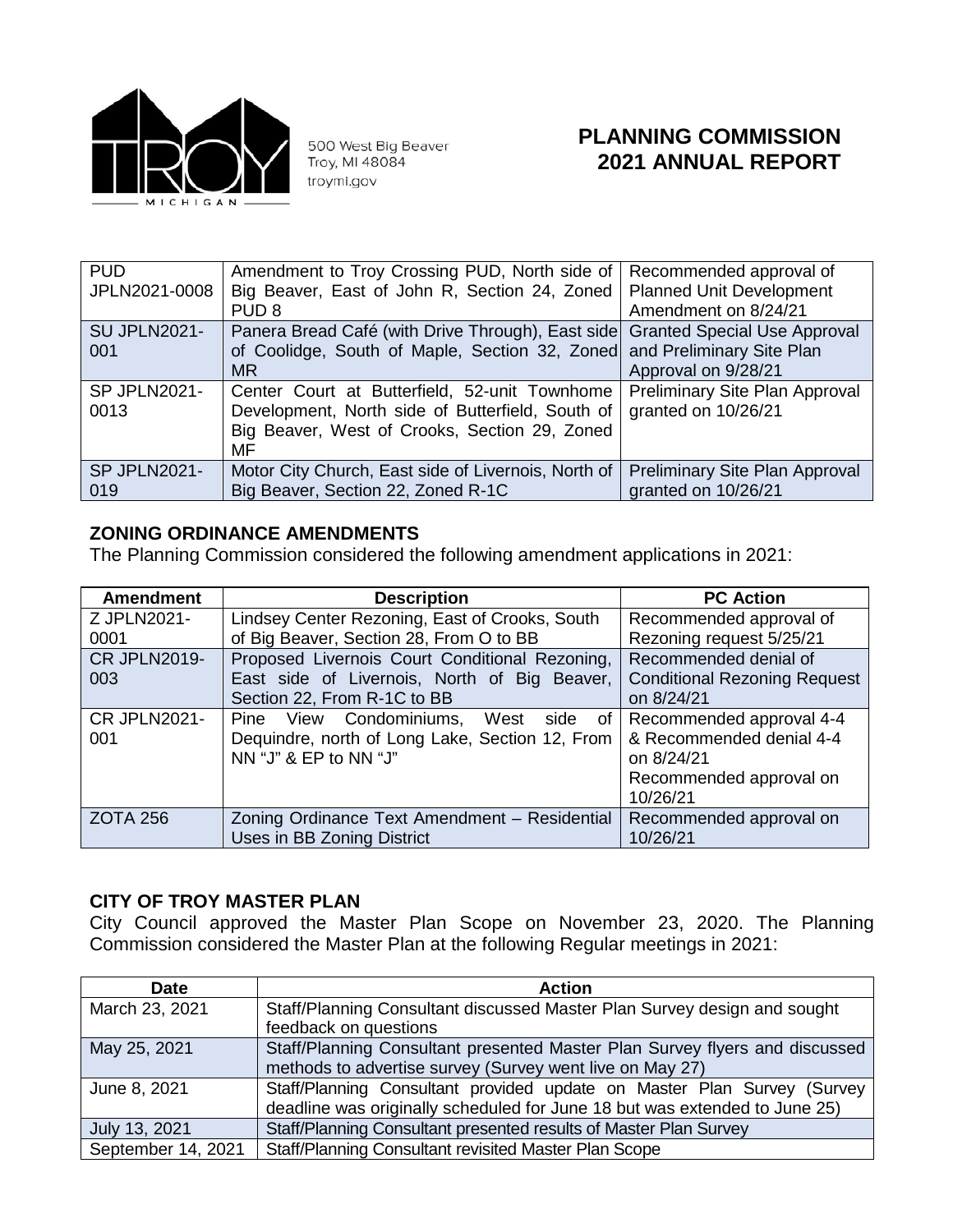# PLANNING COMMISSION 2021 ANNUAL REPORT

500 West Big Beaver
Troy, MI 48084
troymi.gov

| | | |
|---|---|---|
| PUD JPLN2021-0008 | Amendment to Troy Crossing PUD, North side of Big Beaver, East of John R, Section 24, Zoned PUD 8 | Recommended approval of Planned Unit Development Amendment on 8/24/21 |
| SU JPLN2021-001 | Panera Bread Café (with Drive Through), East side of Coolidge, South of Maple, Section 32, Zoned MR | Granted Special Use Approval and Preliminary Site Plan Approval on 9/28/21 |
| SP JPLN2021-0013 | Center Court at Butterfield, 52-unit Townhome Development, North side of Butterfield, South of Big Beaver, West of Crooks, Section 29, Zoned MF | Preliminary Site Plan Approval granted on 10/26/21 |
| SP JPLN2021-019 | Motor City Church, East side of Livernois, North of Big Beaver, Section 22, Zoned R-1C | Preliminary Site Plan Approval granted on 10/26/21 |

## ZONING ORDINANCE AMENDMENTS

The Planning Commission considered the following amendment applications in 2021:

| Amendment | Description | PC Action |
|---|---|---|
| Z JPLN2021-0001 | Lindsey Center Rezoning, East of Crooks, South of Big Beaver, Section 28, From O to BB | Recommended approval of Rezoning request 5/25/21 |
| CR JPLN2019-003 | Proposed Livernois Court Conditional Rezoning, East side of Livernois, North of Big Beaver, Section 22, From R-1C to BB | Recommended denial of Conditional Rezoning Request on 8/24/21 |
| CR JPLN2021-001 | Pine View Condominiums, West side of Dequindre, north of Long Lake, Section 12, From NN "J" & EP to NN "J" | Recommended approval 4-4 & Recommended denial 4-4 on 8/24/21<br>Recommended approval on 10/26/21 |
| ZOTA 256 | Zoning Ordinance Text Amendment – Residential Uses in BB Zoning District | Recommended approval on 10/26/21 |

## CITY OF TROY MASTER PLAN

City Council approved the Master Plan Scope on November 23, 2020. The Planning Commission considered the Master Plan at the following Regular meetings in 2021:

| Date | Action |
|---|---|
| March 23, 2021 | Staff/Planning Consultant discussed Master Plan Survey design and sought feedback on questions |
| May 25, 2021 | Staff/Planning Consultant presented Master Plan Survey flyers and discussed methods to advertise survey (Survey went live on May 27) |
| June 8, 2021 | Staff/Planning Consultant provided update on Master Plan Survey (Survey deadline was originally scheduled for June 18 but was extended to June 25) |
| July 13, 2021 | Staff/Planning Consultant presented results of Master Plan Survey |
| September 14, 2021 | Staff/Planning Consultant revisited Master Plan Scope |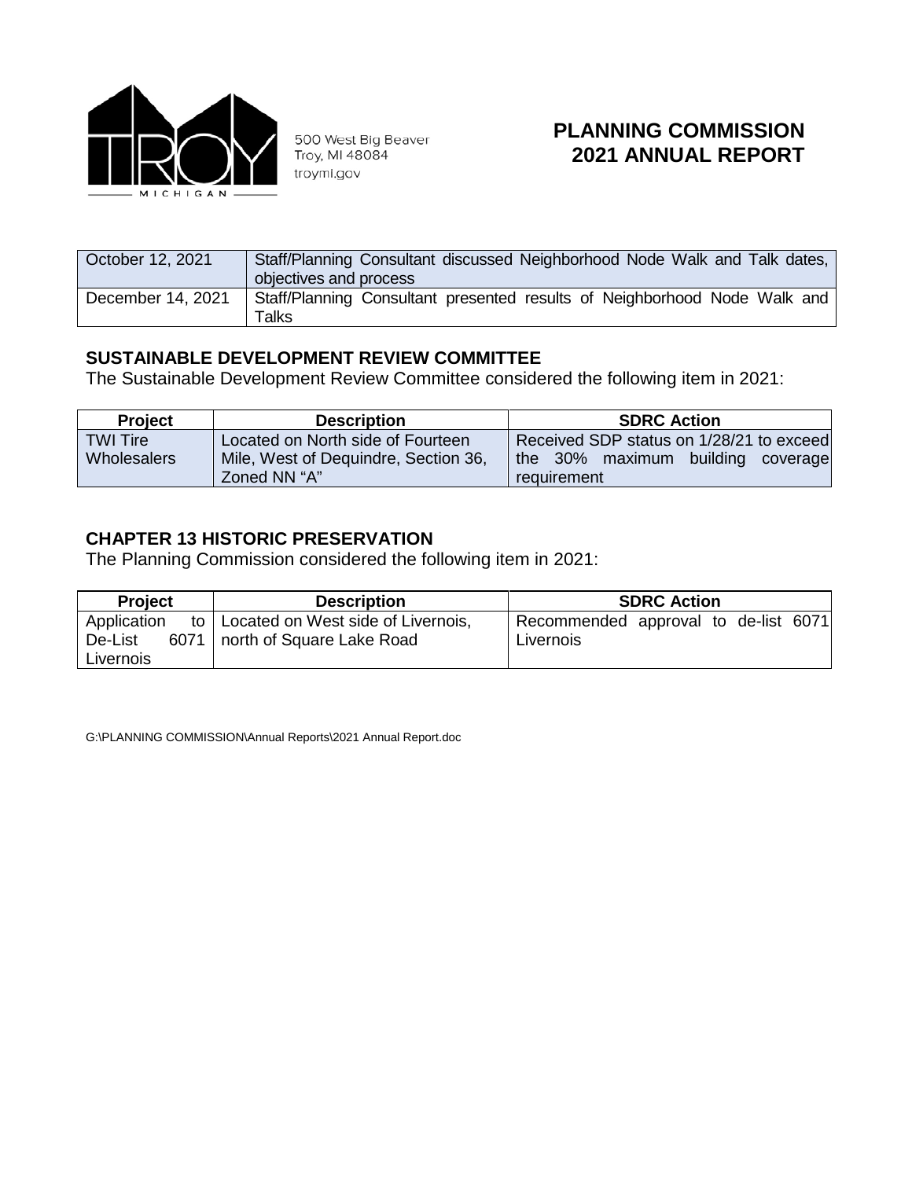500 West Big Beaver
Troy, MI 48084
troymi.gov

# PLANNING COMMISSION 2021 ANNUAL REPORT

| | |
|---|---|
| October 12, 2021 | Staff/Planning Consultant discussed Neighborhood Node Walk and Talk dates, objectives and process |
| December 14, 2021 | Staff/Planning Consultant presented results of Neighborhood Node Walk and Talks |

## SUSTAINABLE DEVELOPMENT REVIEW COMMITTEE

The Sustainable Development Review Committee considered the following item in 2021:

| Project | Description | SDRC Action |
|---|---|---|
| TWI Tire Wholesalers | Located on North side of Fourteen Mile, West of Dequindre, Section 36, Zoned NN "A" | Received SDP status on 1/28/21 to exceed the 30% maximum building coverage requirement |

## CHAPTER 13 HISTORIC PRESERVATION

The Planning Commission considered the following item in 2021:

| Project | Description | SDRC Action |
|---|---|---|
| Application to De-List 6071 Livernois | Located on West side of Livernois, north of Square Lake Road | Recommended approval to de-list 6071 Livernois |

G:\PLANNING COMMISSION\Annual Reports\2021 Annual Report.doc